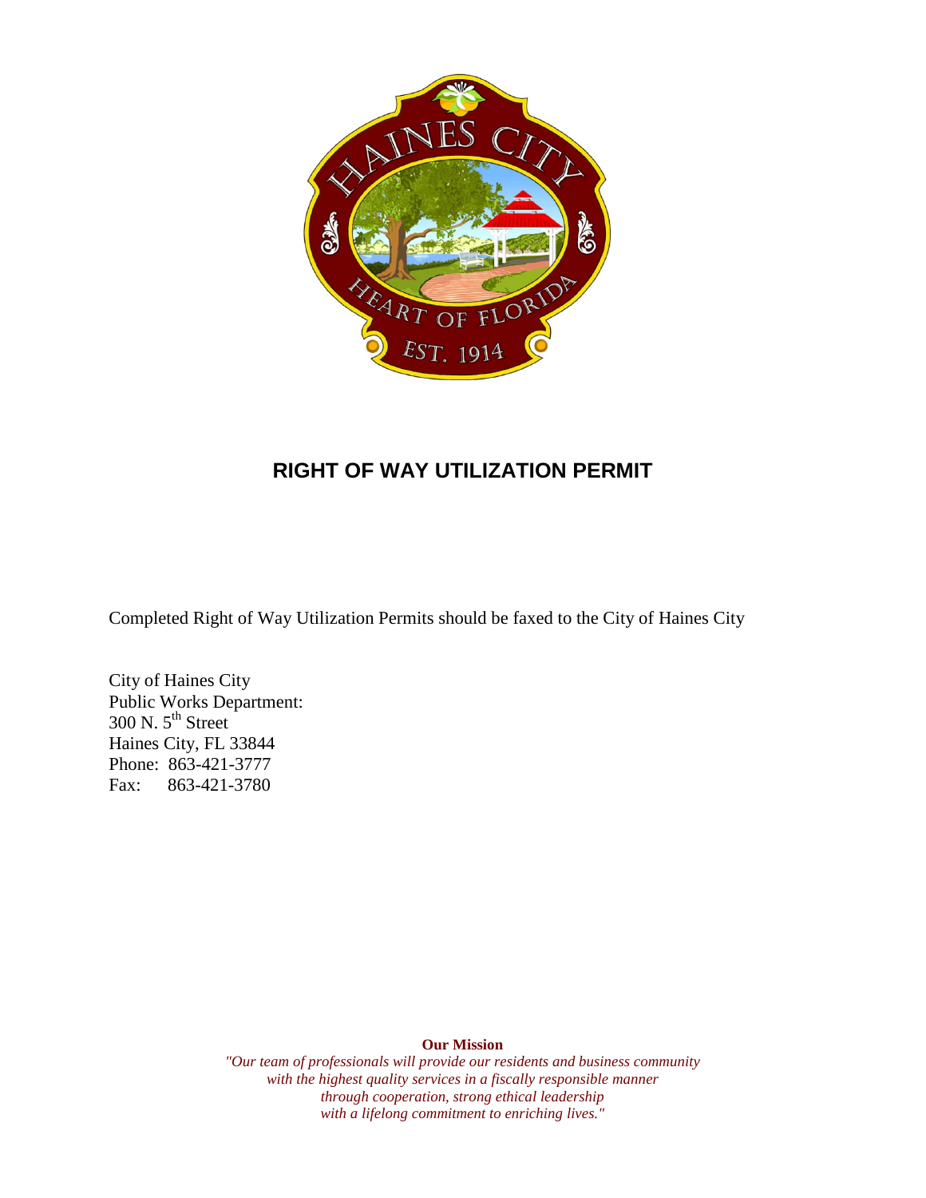# RIGHT OF WAY UTILIZATION PERMIT

Completed Right of Way Utilization Permits should be faxed to the City of Haines City

City of Haines City
Public Works Department:
300 N. 5th Street
Haines City, FL 33844
Phone: 863-421-3777
Fax: 863-421-3780

**Our Mission**

*"Our team of professionals will provide our residents and business community with the highest quality services in a fiscally responsible manner through cooperation, strong ethical leadership with a lifelong commitment to enriching lives."*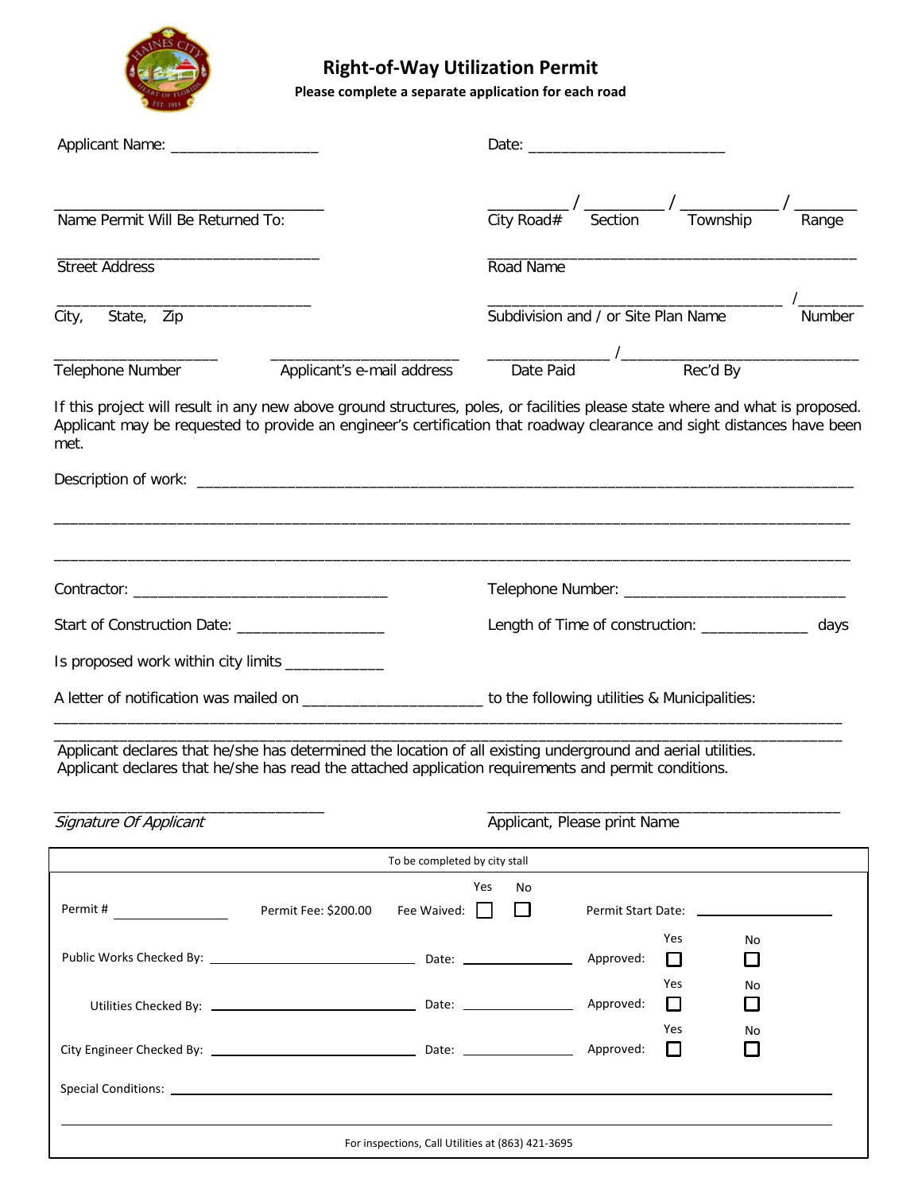# Right-of-Way Utilization Permit

**Please complete a separate application for each road**

Applicant Name: __________________ Date: ________________________

________________________________ Name Permit Will Be Returned To:

_________ / _________ / ___________ / _______
City Road# Section Township Range

________________________________ Street Address

____________________________________________ Road Name

________________________________ City, State, Zip

____________________________________ / ________
Subdivision and / or Site Plan Name Number

____________________ Telephone Number

________________________ Applicant's e-mail address

______________ / ____________________________
Date Paid Rec'd By

If this project will result in any new above ground structures, poles, or facilities please state where and what is proposed. Applicant may be requested to provide an engineer's certification that roadway clearance and sight distances have been met.

Description of work: ________________________________________________________________________________

____________________________________________________________________________________________

____________________________________________________________________________________________

Contractor: ______________________________ Telephone Number: ___________________________

Start of Construction Date: __________________ Length of Time of construction: _____________ days

Is proposed work within city limits ____________

A letter of notification was mailed on _____________________ to the following utilities & Municipalities:

____________________________________________________________________________________________

____________________________________________________________________________________________

Applicant declares that he/she has determined the location of all existing underground and aerial utilities.
Applicant declares that he/she has read the attached application requirements and permit conditions.

________________________________ *Signature Of Applicant*

__________________________________________ Applicant, Please print Name

---

To be completed by city stall

Permit # ____________ Permit Fee: $200.00 Fee Waived: Yes ☐ No ☐ Permit Start Date: ____________

Public Works Checked By: ____________________ Date: __________ Approved: Yes ☐ No ☐

Utilities Checked By: ____________________ Date: __________ Approved: Yes ☐ No ☐

City Engineer Checked By: ____________________ Date: __________ Approved: Yes ☐ No ☐

Special Conditions: ________________________________________________________________

____________________________________________________________________________________

For inspections, Call Utilities at (863) 421-3695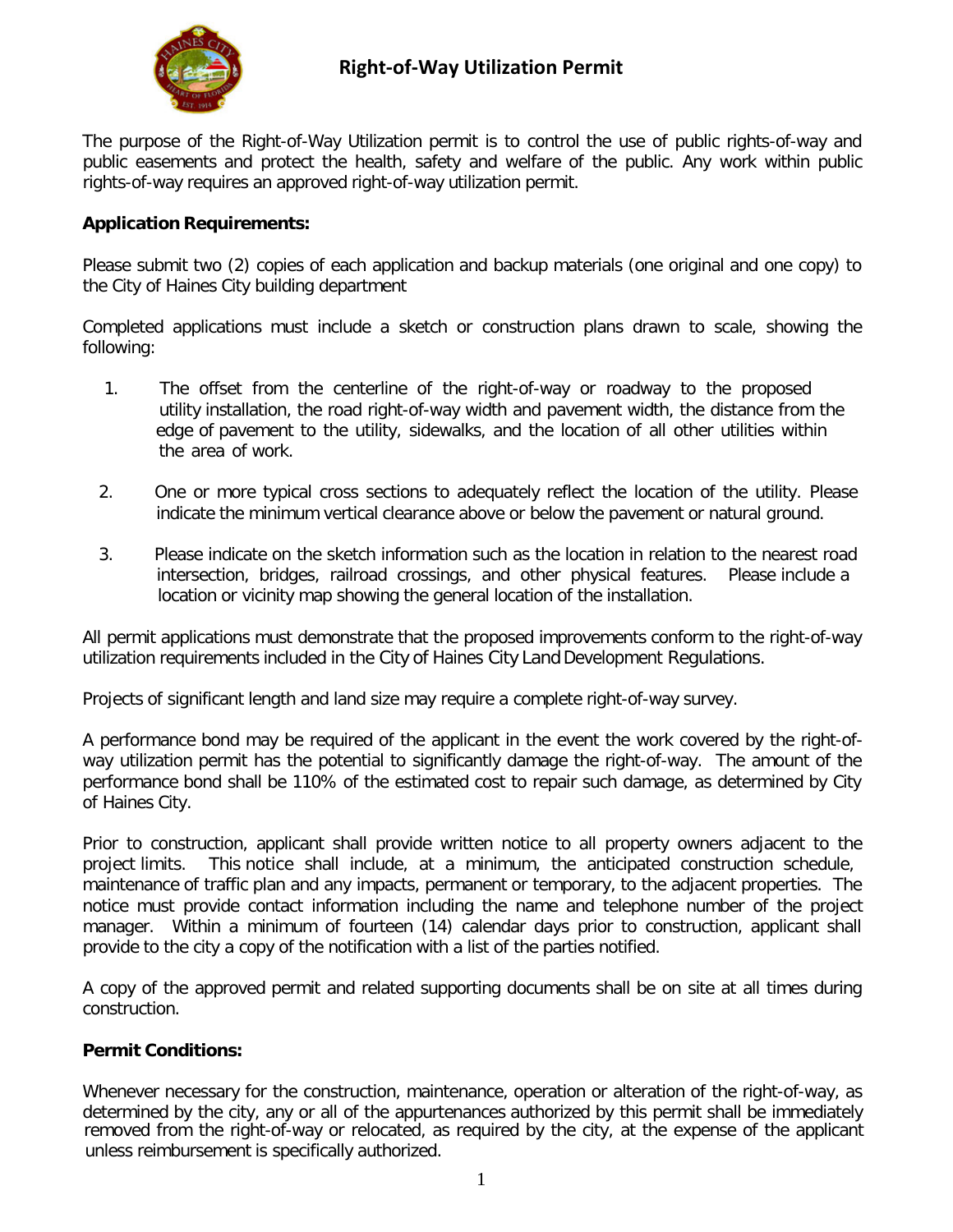# Right-of-Way Utilization Permit

The purpose of the Right-of-Way Utilization permit is to control the use of public rights-of-way and public easements and protect the health, safety and welfare of the public. Any work within public rights-of-way requires an approved right-of-way utilization permit.

**Application Requirements:**

Please submit two (2) copies of each application and backup materials (one original and one copy) to the City of Haines City building department

Completed applications must include a sketch or construction plans drawn to scale, showing the following:

1. The offset from the centerline of the right-of-way or roadway to the proposed utility installation, the road right-of-way width and pavement width, the distance from the edge of pavement to the utility, sidewalks, and the location of all other utilities within the area of work.

2. One or more typical cross sections to adequately reflect the location of the utility. Please indicate the minimum vertical clearance above or below the pavement or natural ground.

3. Please indicate on the sketch information such as the location in relation to the nearest road intersection, bridges, railroad crossings, and other physical features. Please include a location or vicinity map showing the general location of the installation.

All permit applications must demonstrate that the proposed improvements conform to the right-of-way utilization requirements included in the City of Haines City Land Development Regulations.

Projects of significant length and land size may require a complete right-of-way survey.

A performance bond may be required of the applicant in the event the work covered by the right-of-way utilization permit has the potential to significantly damage the right-of-way. The amount of the performance bond shall be 110% of the estimated cost to repair such damage, as determined by City of Haines City.

Prior to construction, applicant shall provide written notice to all property owners adjacent to the project limits. This notice shall include, at a minimum, the anticipated construction schedule, maintenance of traffic plan and any impacts, permanent or temporary, to the adjacent properties. The notice must provide contact information including the name and telephone number of the project manager. Within a minimum of fourteen (14) calendar days prior to construction, applicant shall provide to the city a copy of the notification with a list of the parties notified.

A copy of the approved permit and related supporting documents shall be on site at all times during construction.

**Permit Conditions:**

Whenever necessary for the construction, maintenance, operation or alteration of the right-of-way, as determined by the city, any or all of the appurtenances authorized by this permit shall be immediately removed from the right-of-way or relocated, as required by the city, at the expense of the applicant unless reimbursement is specifically authorized.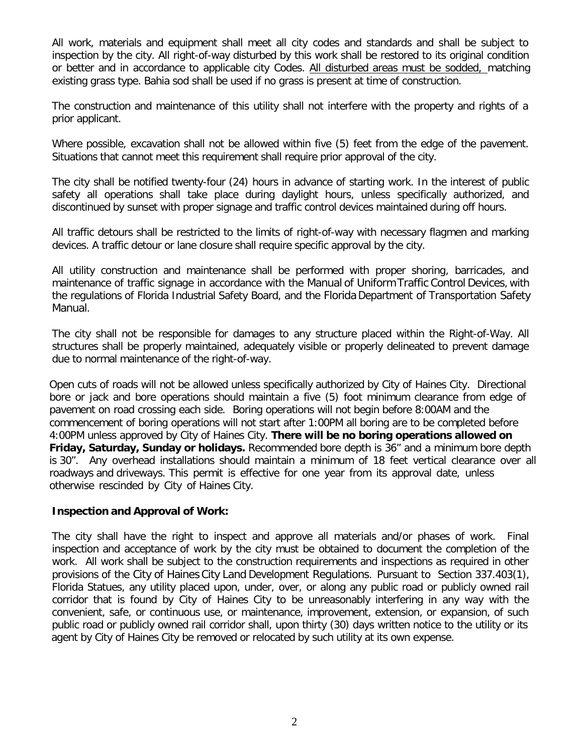All work, materials and equipment shall meet all city codes and standards and shall be subject to inspection by the city. All right-of-way disturbed by this work shall be restored to its original condition or better and in accordance to applicable city Codes. <u>All disturbed areas must be sodded,</u> matching existing grass type. Bahia sod shall be used if no grass is present at time of construction.

The construction and maintenance of this utility shall not interfere with the property and rights of a prior applicant.

Where possible, excavation shall not be allowed within five (5) feet from the edge of the pavement. Situations that cannot meet this requirement shall require prior approval of the city.

The city shall be notified twenty-four (24) hours in advance of starting work. In the interest of public safety all operations shall take place during daylight hours, unless specifically authorized, and discontinued by sunset with proper signage and traffic control devices maintained during off hours.

All traffic detours shall be restricted to the limits of right-of-way with necessary flagmen and marking devices. A traffic detour or lane closure shall require specific approval by the city.

All utility construction and maintenance shall be performed with proper shoring, barricades, and maintenance of traffic signage in accordance with the Manual of Uniform Traffic Control Devices, with the regulations of Florida Industrial Safety Board, and the Florida Department of Transportation Safety Manual.

The city shall not be responsible for damages to any structure placed within the Right-of-Way. All structures shall be properly maintained, adequately visible or properly delineated to prevent damage due to normal maintenance of the right-of-way.

Open cuts of roads will not be allowed unless specifically authorized by City of Haines City. Directional bore or jack and bore operations should maintain a five (5) foot minimum clearance from edge of pavement on road crossing each side. Boring operations will not begin before 8:00AM and the commencement of boring operations will not start after 1:00PM all boring are to be completed before 4:00PM unless approved by City of Haines City. **There will be no boring operations allowed on Friday, Saturday, Sunday or holidays.** Recommended bore depth is 36" and a minimum bore depth is 30". Any overhead installations should maintain a minimum of 18 feet vertical clearance over all roadways and driveways. This permit is effective for one year from its approval date, unless otherwise rescinded by City of Haines City.

**Inspection and Approval of Work:**

The city shall have the right to inspect and approve all materials and/or phases of work. Final inspection and acceptance of work by the city must be obtained to document the completion of the work. All work shall be subject to the construction requirements and inspections as required in other provisions of the City of Haines City Land Development Regulations. Pursuant to Section 337.403(1), Florida Statues, any utility placed upon, under, over, or along any public road or publicly owned rail corridor that is found by City of Haines City to be unreasonably interfering in any way with the convenient, safe, or continuous use, or maintenance, improvement, extension, or expansion, of such public road or publicly owned rail corridor shall, upon thirty (30) days written notice to the utility or its agent by City of Haines City be removed or relocated by such utility at its own expense.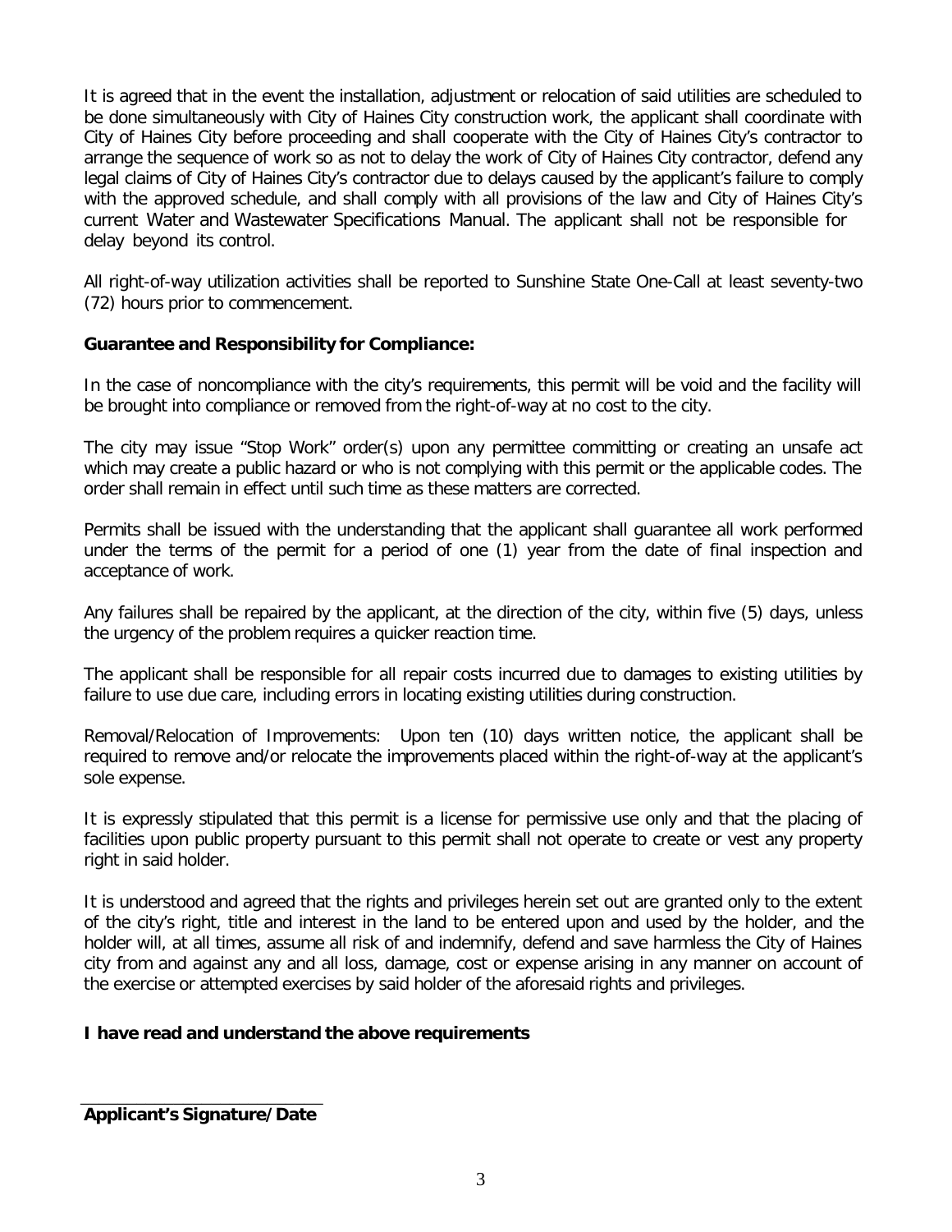It is agreed that in the event the installation, adjustment or relocation of said utilities are scheduled to be done simultaneously with City of Haines City construction work, the applicant shall coordinate with City of Haines City before proceeding and shall cooperate with the City of Haines City's contractor to arrange the sequence of work so as not to delay the work of City of Haines City contractor, defend any legal claims of City of Haines City's contractor due to delays caused by the applicant's failure to comply with the approved schedule, and shall comply with all provisions of the law and City of Haines City's current Water and Wastewater Specifications Manual. The applicant shall not be responsible for delay beyond its control.

All right-of-way utilization activities shall be reported to Sunshine State One-Call at least seventy-two (72) hours prior to commencement.

**Guarantee and Responsibility for Compliance:**

In the case of noncompliance with the city's requirements, this permit will be void and the facility will be brought into compliance or removed from the right-of-way at no cost to the city.

The city may issue "Stop Work" order(s) upon any permittee committing or creating an unsafe act which may create a public hazard or who is not complying with this permit or the applicable codes. The order shall remain in effect until such time as these matters are corrected.

Permits shall be issued with the understanding that the applicant shall guarantee all work performed under the terms of the permit for a period of one (1) year from the date of final inspection and acceptance of work.

Any failures shall be repaired by the applicant, at the direction of the city, within five (5) days, unless the urgency of the problem requires a quicker reaction time.

The applicant shall be responsible for all repair costs incurred due to damages to existing utilities by failure to use due care, including errors in locating existing utilities during construction.

Removal/Relocation of Improvements: Upon ten (10) days written notice, the applicant shall be required to remove and/or relocate the improvements placed within the right-of-way at the applicant's sole expense.

It is expressly stipulated that this permit is a license for permissive use only and that the placing of facilities upon public property pursuant to this permit shall not operate to create or vest any property right in said holder.

It is understood and agreed that the rights and privileges herein set out are granted only to the extent of the city's right, title and interest in the land to be entered upon and used by the holder, and the holder will, at all times, assume all risk of and indemnify, defend and save harmless the City of Haines city from and against any and all loss, damage, cost or expense arising in any manner on account of the exercise or attempted exercises by said holder of the aforesaid rights and privileges.

**I have read and understand the above requirements**

\_\_\_\_\_\_\_\_\_\_\_\_\_\_\_\_\_\_\_\_\_\_\_\_\_\_\_\_\_\_

**Applicant's Signature/Date**